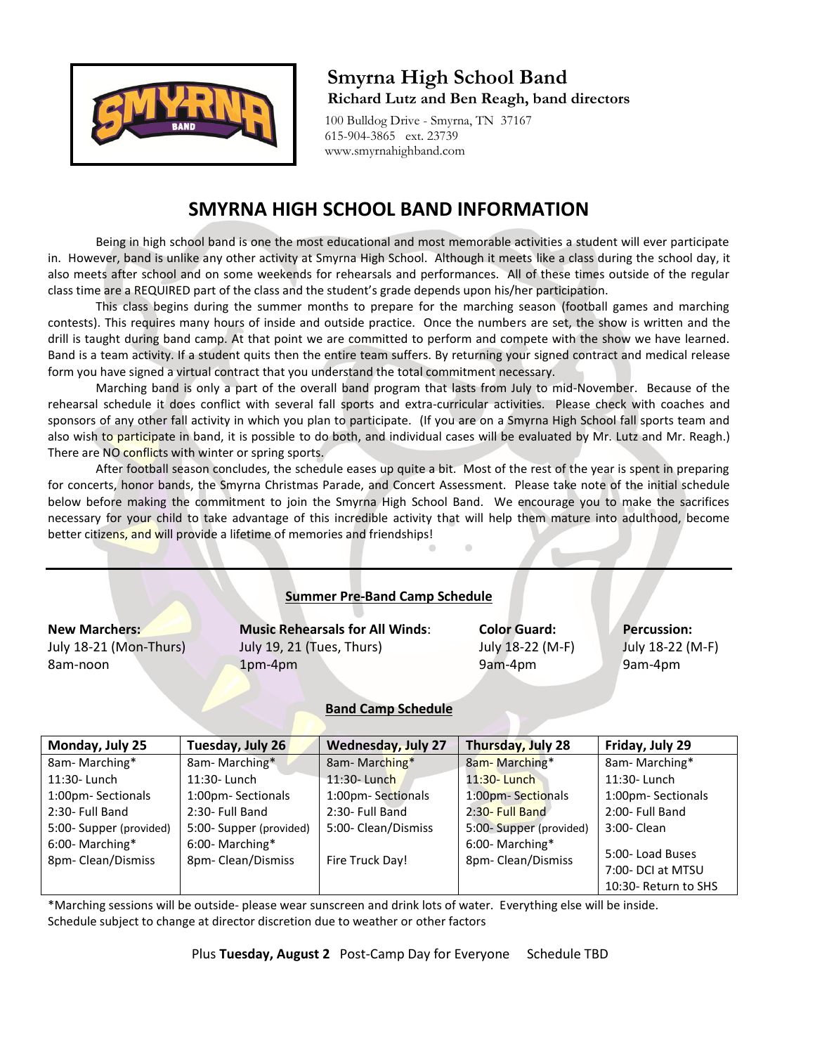## Smyrna High School Band

**Richard Lutz and Ben Reagh, band directors**

100 Bulldog Drive - Smyrna, TN 37167
615-904-3865 ext. 23739
www.smyrnahighband.com

# SMYRNA HIGH SCHOOL BAND INFORMATION

Being in high school band is one the most educational and most memorable activities a student will ever participate in. However, band is unlike any other activity at Smyrna High School. Although it meets like a class during the school day, it also meets after school and on some weekends for rehearsals and performances. All of these times outside of the regular class time are a REQUIRED part of the class and the student's grade depends upon his/her participation.

This class begins during the summer months to prepare for the marching season (football games and marching contests). This requires many hours of inside and outside practice. Once the numbers are set, the show is written and the drill is taught during band camp. At that point we are committed to perform and compete with the show we have learned. Band is a team activity. If a student quits then the entire team suffers. By returning your signed contract and medical release form you have signed a virtual contract that you understand the total commitment necessary.

Marching band is only a part of the overall band program that lasts from July to mid-November. Because of the rehearsal schedule it does conflict with several fall sports and extra-curricular activities. Please check with coaches and sponsors of any other fall activity in which you plan to participate. (If you are on a Smyrna High School fall sports team and also wish to participate in band, it is possible to do both, and individual cases will be evaluated by Mr. Lutz and Mr. Reagh.) There are NO conflicts with winter or spring sports.

After football season concludes, the schedule eases up quite a bit. Most of the rest of the year is spent in preparing for concerts, honor bands, the Smyrna Christmas Parade, and Concert Assessment. Please take note of the initial schedule below before making the commitment to join the Smyrna High School Band. We encourage you to make the sacrifices necessary for your child to take advantage of this incredible activity that will help them mature into adulthood, become better citizens, and will provide a lifetime of memories and friendships!

---

### Summer Pre-Band Camp Schedule

| **New Marchers:** | **Music Rehearsals for All Winds**: | **Color Guard:** | **Percussion:** |
|---|---|---|---|
| July 18-21 (Mon-Thurs) | July 19, 21 (Tues, Thurs) | July 18-22 (M-F) | July 18-22 (M-F) |
| 8am-noon | 1pm-4pm | 9am-4pm | 9am-4pm |

### Band Camp Schedule

| Monday, July 25 | Tuesday, July 26 | Wednesday, July 27 | Thursday, July 28 | Friday, July 29 |
|---|---|---|---|---|
| 8am- Marching* | 8am- Marching* | 8am- Marching* | 8am- Marching* | 8am- Marching* |
| 11:30- Lunch | 11:30- Lunch | 11:30- Lunch | 11:30- Lunch | 11:30- Lunch |
| 1:00pm- Sectionals | 1:00pm- Sectionals | 1:00pm- Sectionals | 1:00pm- Sectionals | 1:00pm- Sectionals |
| 2:30- Full Band | 2:30- Full Band | 2:30- Full Band | 2:30- Full Band | 2:00- Full Band |
| 5:00- Supper (provided) | 5:00- Supper (provided) | 5:00- Clean/Dismiss | 5:00- Supper (provided) | 3:00- Clean |
| 6:00- Marching* | 6:00- Marching* | | 6:00- Marching* | 5:00- Load Buses |
| 8pm- Clean/Dismiss | 8pm- Clean/Dismiss | Fire Truck Day! | 8pm- Clean/Dismiss | 7:00- DCI at MTSU |
| | | | | 10:30- Return to SHS |

*Marching sessions will be outside- please wear sunscreen and drink lots of water. Everything else will be inside.
Schedule subject to change at director discretion due to weather or other factors

Plus **Tuesday, August 2** Post-Camp Day for Everyone Schedule TBD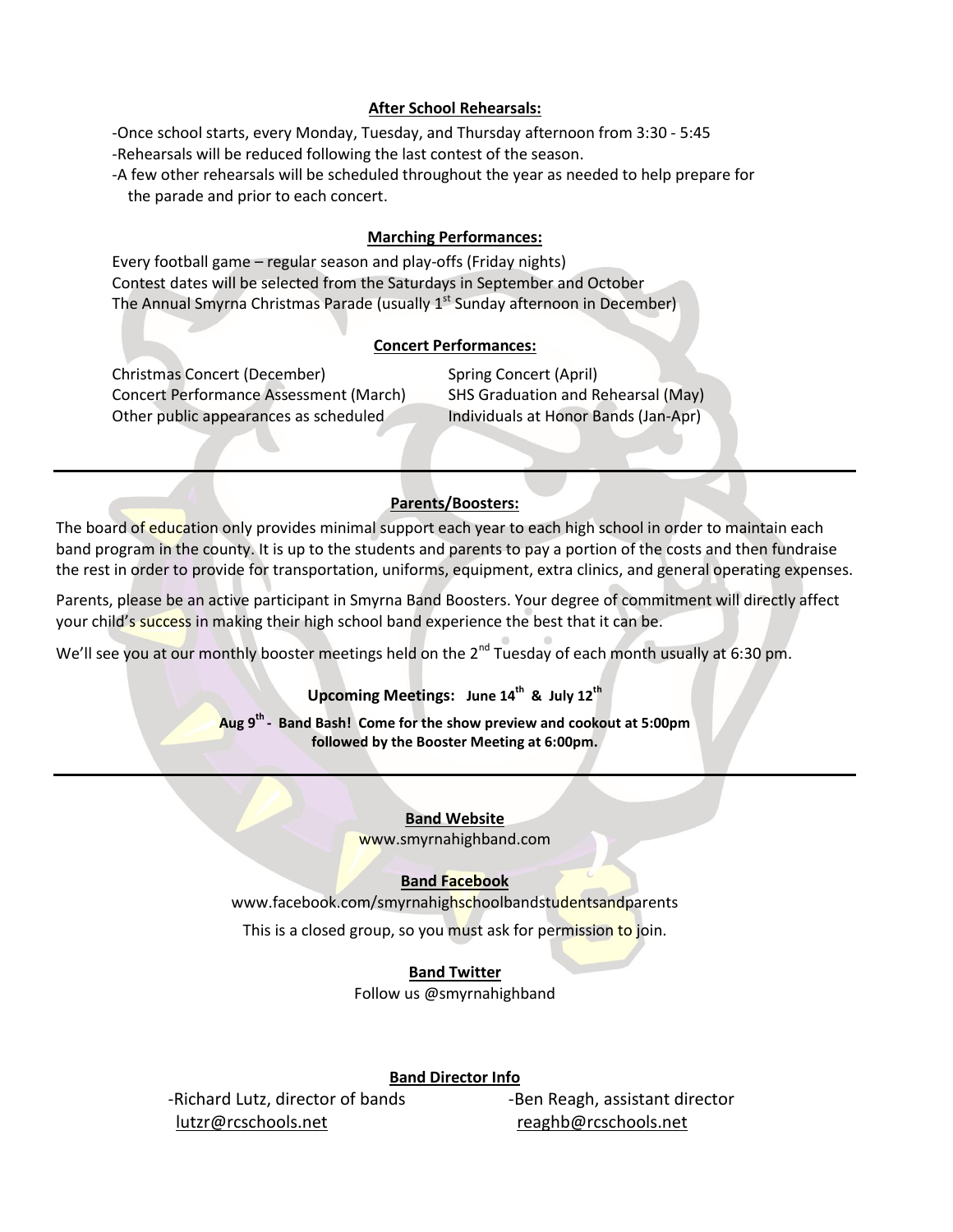## After School Rehearsals:

-Once school starts, every Monday, Tuesday, and Thursday afternoon from 3:30 - 5:45

-Rehearsals will be reduced following the last contest of the season.

-A few other rehearsals will be scheduled throughout the year as needed to help prepare for the parade and prior to each concert.

## Marching Performances:

Every football game – regular season and play-offs (Friday nights)

Contest dates will be selected from the Saturdays in September and October

The Annual Smyrna Christmas Parade (usually 1st Sunday afternoon in December)

## Concert Performances:

Christmas Concert (December)

Concert Performance Assessment (March)

Other public appearances as scheduled

Spring Concert (April)

SHS Graduation and Rehearsal (May)

Individuals at Honor Bands (Jan-Apr)

---

## Parents/Boosters:

The board of education only provides minimal support each year to each high school in order to maintain each band program in the county. It is up to the students and parents to pay a portion of the costs and then fundraise the rest in order to provide for transportation, uniforms, equipment, extra clinics, and general operating expenses.

Parents, please be an active participant in Smyrna Band Boosters. Your degree of commitment will directly affect your child's success in making their high school band experience the best that it can be.

We'll see you at our monthly booster meetings held on the 2nd Tuesday of each month usually at 6:30 pm.

**Upcoming Meetings: June 14th & July 12th**

**Aug 9th - Band Bash! Come for the show preview and cookout at 5:00pm followed by the Booster Meeting at 6:00pm.**

---

**Band Website**

www.smyrnahighband.com

**Band Facebook**

www.facebook.com/smyrnahighschoolbandstudentsandparents

This is a closed group, so you must ask for permission to join.

**Band Twitter**

Follow us @smyrnahighband

**Band Director Info**

-Richard Lutz, director of bands
lutzr@rcschools.net

-Ben Reagh, assistant director
reaghb@rcschools.net